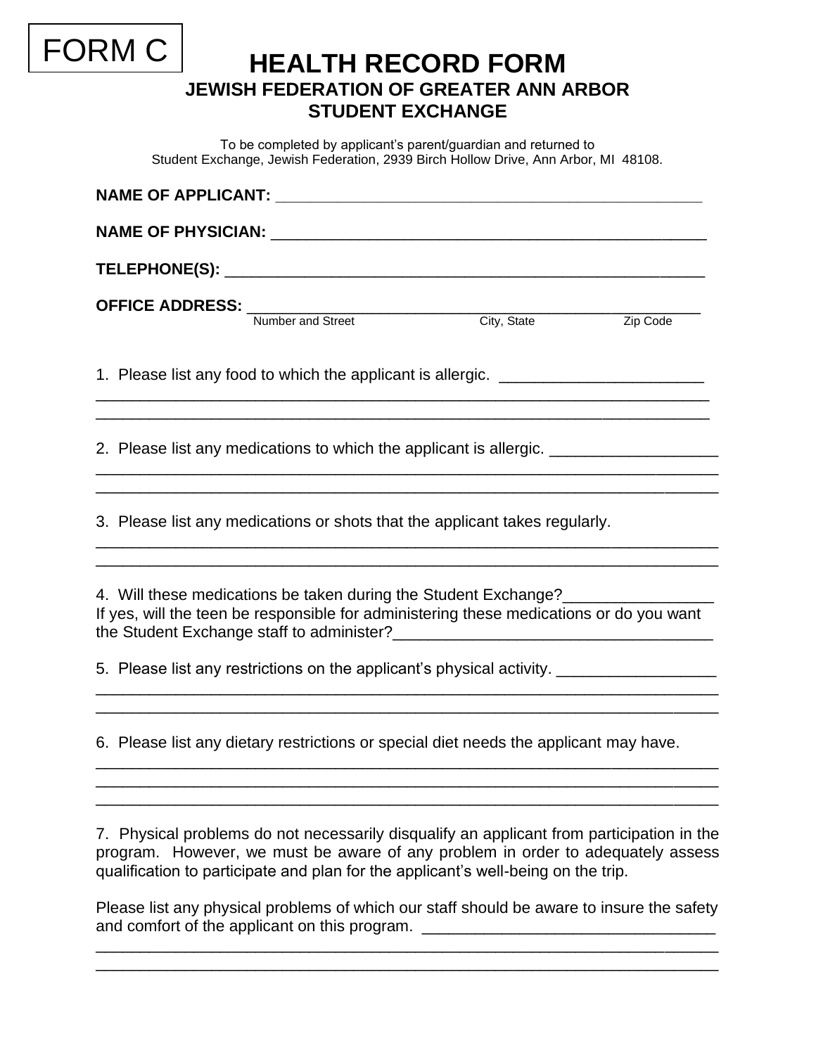FORM C

# HEALTH RECORD FORM

## JEWISH FEDERATION OF GREATER ANN ARBOR
## STUDENT EXCHANGE

To be completed by applicant's parent/guardian and returned to
Student Exchange, Jewish Federation, 2939 Birch Hollow Drive, Ann Arbor, MI 48108.

**NAME OF APPLICANT:** ____________________________________________________

**NAME OF PHYSICIAN:** ____________________________________________________

**TELEPHONE(S):** ________________________________________________________

**OFFICE ADDRESS:** ______________________________________________________
Number and Street City, State Zip Code

1. Please list any food to which the applicant is allergic. _______________________
__________________________________________________________________________
__________________________________________________________________________

2. Please list any medications to which the applicant is allergic. ___________________
__________________________________________________________________________
__________________________________________________________________________

3. Please list any medications or shots that the applicant takes regularly.
__________________________________________________________________________
__________________________________________________________________________

4. Will these medications be taken during the Student Exchange?_________________
If yes, will the teen be responsible for administering these medications or do you want the Student Exchange staff to administer?____________________________________

5. Please list any restrictions on the applicant's physical activity. _________________
__________________________________________________________________________
__________________________________________________________________________

6. Please list any dietary restrictions or special diet needs the applicant may have.
__________________________________________________________________________
__________________________________________________________________________
__________________________________________________________________________

7. Physical problems do not necessarily disqualify an applicant from participation in the program. However, we must be aware of any problem in order to adequately assess qualification to participate and plan for the applicant's well-being on the trip.

Please list any physical problems of which our staff should be aware to insure the safety and comfort of the applicant on this program. ________________________________
__________________________________________________________________________
__________________________________________________________________________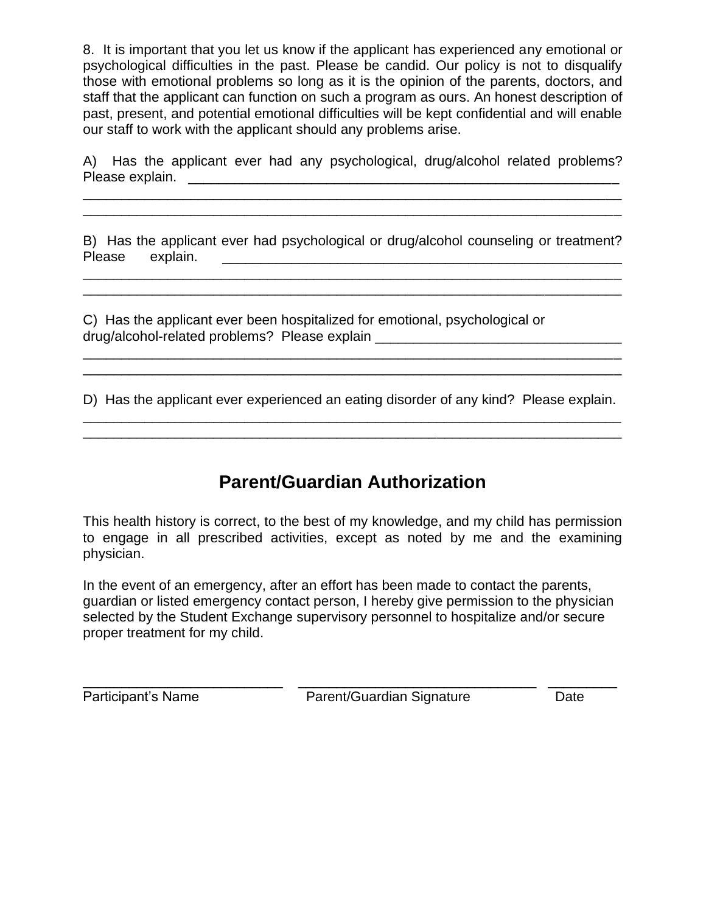8. It is important that you let us know if the applicant has experienced any emotional or psychological difficulties in the past. Please be candid. Our policy is not to disqualify those with emotional problems so long as it is the opinion of the parents, doctors, and staff that the applicant can function on such a program as ours. An honest description of past, present, and potential emotional difficulties will be kept confidential and will enable our staff to work with the applicant should any problems arise.

A) Has the applicant ever had any psychological, drug/alcohol related problems? Please explain. ___________________________________________________________

______________________________________________________________________

______________________________________________________________________

B) Has the applicant ever had psychological or drug/alcohol counseling or treatment? Please explain. ______________________________________________________

______________________________________________________________________

______________________________________________________________________

C) Has the applicant ever been hospitalized for emotional, psychological or drug/alcohol-related problems? Please explain _________________________________

______________________________________________________________________

______________________________________________________________________

D) Has the applicant ever experienced an eating disorder of any kind? Please explain.

______________________________________________________________________

______________________________________________________________________

## Parent/Guardian Authorization

This health history is correct, to the best of my knowledge, and my child has permission to engage in all prescribed activities, except as noted by me and the examining physician.

In the event of an emergency, after an effort has been made to contact the parents, guardian or listed emergency contact person, I hereby give permission to the physician selected by the Student Exchange supervisory personnel to hospitalize and/or secure proper treatment for my child.

___________________________ ________________________________ _________

Participant's Name Parent/Guardian Signature Date